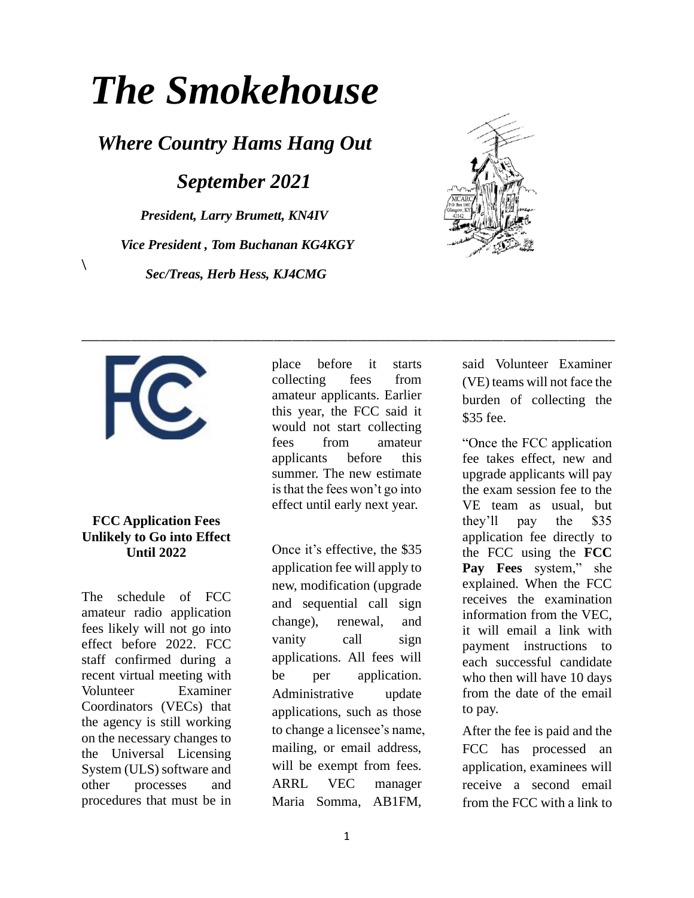# *The Smokehouse*

## *Where Country Hams Hang Out*

## *September 2021*

***President, Larry Brumett, KN4IV***

***Vice President , Tom Buchanan KG4KGY***

\

***Sec/Treas, Herb Hess, KJ4CMG***

---

### FCC Application Fees Unlikely to Go into Effect Until 2022

The schedule of FCC amateur radio application fees likely will not go into effect before 2022. FCC staff confirmed during a recent virtual meeting with Volunteer Examiner Coordinators (VECs) that the agency is still working on the necessary changes to the Universal Licensing System (ULS) software and other processes and procedures that must be in place before it starts collecting fees from amateur applicants. Earlier this year, the FCC said it would not start collecting fees from amateur applicants before this summer. The new estimate is that the fees won't go into effect until early next year.

Once it's effective, the $35 application fee will apply to new, modification (upgrade and sequential call sign change), renewal, and vanity call sign applications. All fees will be per application. Administrative update applications, such as those to change a licensee's name, mailing, or email address, will be exempt from fees. ARRL VEC manager Maria Somma, AB1FM, said Volunteer Examiner (VE) teams will not face the burden of collecting the $35 fee.

"Once the FCC application fee takes effect, new and upgrade applicants will pay the exam session fee to the VE team as usual, but they'll pay the $35 application fee directly to the FCC using the **FCC Pay Fees** system," she explained. When the FCC receives the examination information from the VEC, it will email a link with payment instructions to each successful candidate who then will have 10 days from the date of the email to pay.

After the fee is paid and the FCC has processed an application, examinees will receive a second email from the FCC with a link to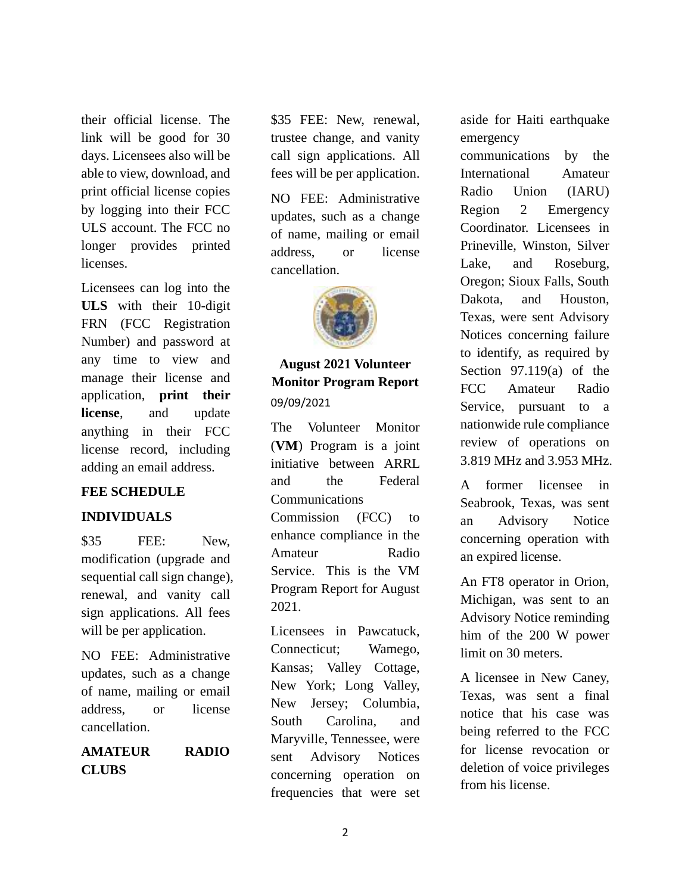their official license. The link will be good for 30 days. Licensees also will be able to view, download, and print official license copies by logging into their FCC ULS account. The FCC no longer provides printed licenses.

Licensees can log into the **ULS** with their 10-digit FRN (FCC Registration Number) and password at any time to view and manage their license and application, **print their license**, and update anything in their FCC license record, including adding an email address.

**FEE SCHEDULE**

**INDIVIDUALS**

$35 FEE: New, modification (upgrade and sequential call sign change), renewal, and vanity call sign applications. All fees will be per application.

NO FEE: Administrative updates, such as a change of name, mailing or email address, or license cancellation.

**AMATEUR RADIO CLUBS**

$35 FEE: New, renewal, trustee change, and vanity call sign applications. All fees will be per application.

NO FEE: Administrative updates, such as a change of name, mailing or email address, or license cancellation.

## August 2021 Volunteer Monitor Program Report

09/09/2021

The Volunteer Monitor (**VM**) Program is a joint initiative between ARRL and the Federal Communications Commission (FCC) to enhance compliance in the Amateur Radio Service. This is the VM Program Report for August 2021.

Licensees in Pawcatuck, Connecticut; Wamego, Kansas; Valley Cottage, New York; Long Valley, New Jersey; Columbia, South Carolina, and Maryville, Tennessee, were sent Advisory Notices concerning operation on frequencies that were set aside for Haiti earthquake emergency communications by the International Amateur Radio Union (IARU) Region 2 Emergency Coordinator. Licensees in Prineville, Winston, Silver Lake, and Roseburg, Oregon; Sioux Falls, South Dakota, and Houston, Texas, were sent Advisory Notices concerning failure to identify, as required by Section 97.119(a) of the FCC Amateur Radio Service, pursuant to a nationwide rule compliance review of operations on 3.819 MHz and 3.953 MHz.

A former licensee in Seabrook, Texas, was sent an Advisory Notice concerning operation with an expired license.

An FT8 operator in Orion, Michigan, was sent to an Advisory Notice reminding him of the 200 W power limit on 30 meters.

A licensee in New Caney, Texas, was sent a final notice that his case was being referred to the FCC for license revocation or deletion of voice privileges from his license.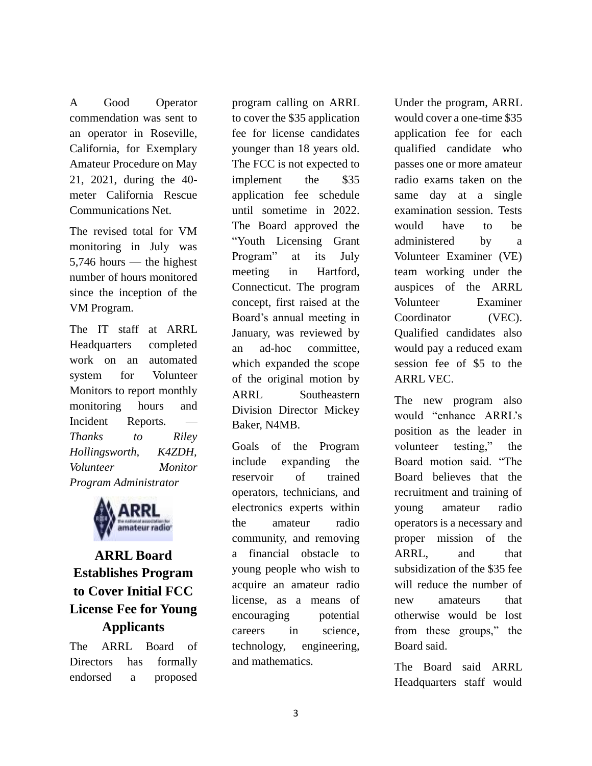A Good Operator commendation was sent to an operator in Roseville, California, for Exemplary Amateur Procedure on May 21, 2021, during the 40-meter California Rescue Communications Net.

The revised total for VM monitoring in July was 5,746 hours — the highest number of hours monitored since the inception of the VM Program.

The IT staff at ARRL Headquarters completed work on an automated system for Volunteer Monitors to report monthly monitoring hours and Incident Reports. — *Thanks to Riley Hollingsworth, K4ZDH, Volunteer Monitor Program Administrator*

## ARRL Board Establishes Program to Cover Initial FCC License Fee for Young Applicants

The ARRL Board of Directors has formally endorsed a proposed program calling on ARRL to cover the $35 application fee for license candidates younger than 18 years old. The FCC is not expected to implement the $35 application fee schedule until sometime in 2022. The Board approved the "Youth Licensing Grant Program" at its July meeting in Hartford, Connecticut. The program concept, first raised at the Board's annual meeting in January, was reviewed by an ad-hoc committee, which expanded the scope of the original motion by ARRL Southeastern Division Director Mickey Baker, N4MB.

Goals of the Program include expanding the reservoir of trained operators, technicians, and electronics experts within the amateur radio community, and removing a financial obstacle to young people who wish to acquire an amateur radio license, as a means of encouraging potential careers in science, technology, engineering, and mathematics.

Under the program, ARRL would cover a one-time $35 application fee for each qualified candidate who passes one or more amateur radio exams taken on the same day at a single examination session. Tests would have to be administered by a Volunteer Examiner (VE) team working under the auspices of the ARRL Volunteer Examiner Coordinator (VEC). Qualified candidates also would pay a reduced exam session fee of $5 to the ARRL VEC.

The new program also would "enhance ARRL's position as the leader in volunteer testing," the Board motion said. "The Board believes that the recruitment and training of young amateur radio operators is a necessary and proper mission of the ARRL, and that subsidization of the $35 fee will reduce the number of new amateurs that otherwise would be lost from these groups," the Board said.

The Board said ARRL Headquarters staff would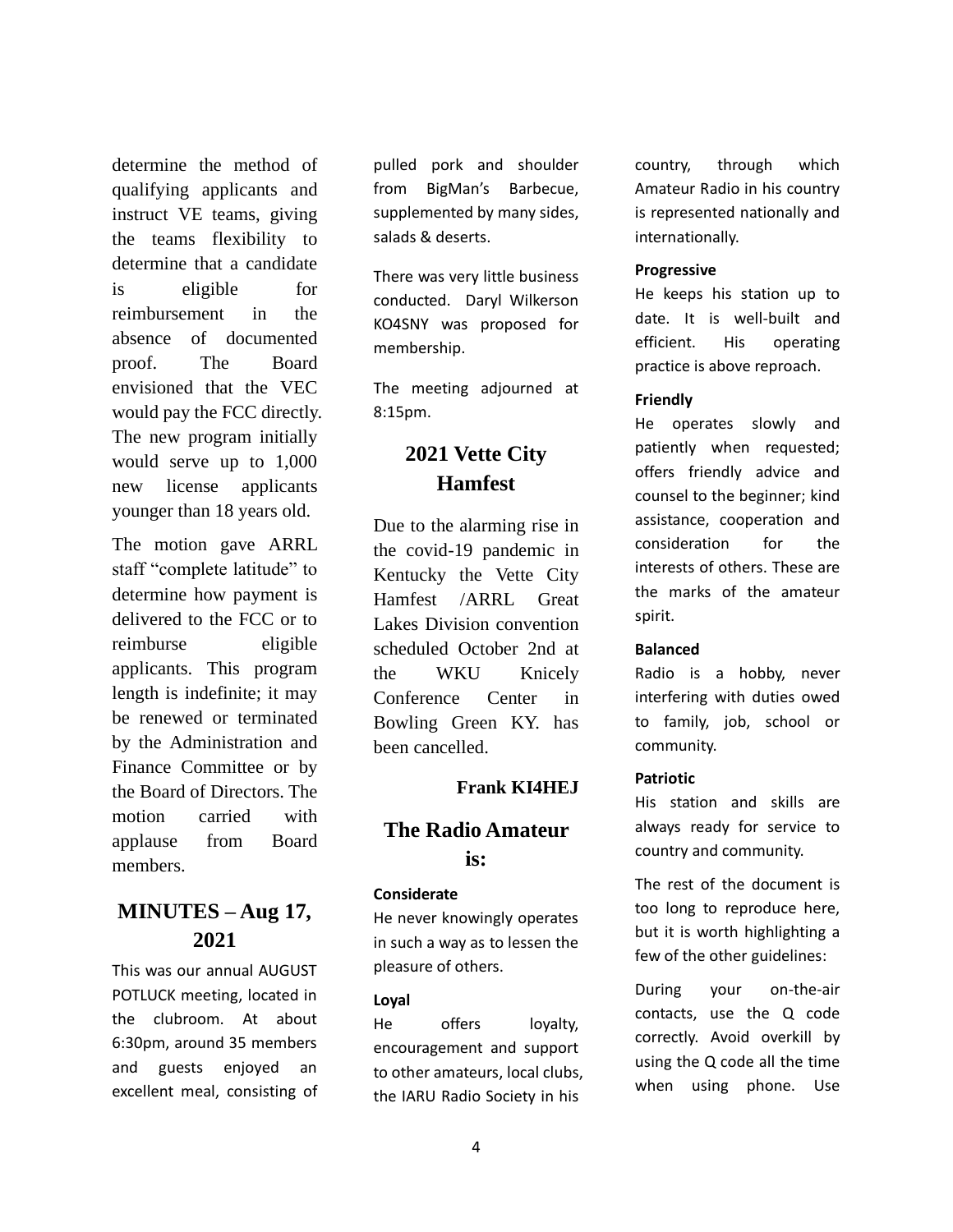determine the method of qualifying applicants and instruct VE teams, giving the teams flexibility to determine that a candidate is eligible for reimbursement in the absence of documented proof. The Board envisioned that the VEC would pay the FCC directly. The new program initially would serve up to 1,000 new license applicants younger than 18 years old.

The motion gave ARRL staff "complete latitude" to determine how payment is delivered to the FCC or to reimburse eligible applicants. This program length is indefinite; it may be renewed or terminated by the Administration and Finance Committee or by the Board of Directors. The motion carried with applause from Board members.

## MINUTES – Aug 17, 2021

This was our annual AUGUST POTLUCK meeting, located in the clubroom. At about 6:30pm, around 35 members and guests enjoyed an excellent meal, consisting of pulled pork and shoulder from BigMan's Barbecue, supplemented by many sides, salads & deserts.

There was very little business conducted. Daryl Wilkerson KO4SNY was proposed for membership.

The meeting adjourned at 8:15pm.

## 2021 Vette City Hamfest

Due to the alarming rise in the covid-19 pandemic in Kentucky the Vette City Hamfest /ARRL Great Lakes Division convention scheduled October 2nd at the WKU Knicely Conference Center in Bowling Green KY. has been cancelled.

**Frank KI4HEJ**

## The Radio Amateur is:

**Considerate**
He never knowingly operates in such a way as to lessen the pleasure of others.

**Loyal**
He offers loyalty, encouragement and support to other amateurs, local clubs, the IARU Radio Society in his country, through which Amateur Radio in his country is represented nationally and internationally.

**Progressive**
He keeps his station up to date. It is well-built and efficient. His operating practice is above reproach.

**Friendly**
He operates slowly and patiently when requested; offers friendly advice and counsel to the beginner; kind assistance, cooperation and consideration for the interests of others. These are the marks of the amateur spirit.

**Balanced**
Radio is a hobby, never interfering with duties owed to family, job, school or community.

**Patriotic**
His station and skills are always ready for service to country and community.

The rest of the document is too long to reproduce here, but it is worth highlighting a few of the other guidelines:

During your on-the-air contacts, use the Q code correctly. Avoid overkill by using the Q code all the time when using phone. Use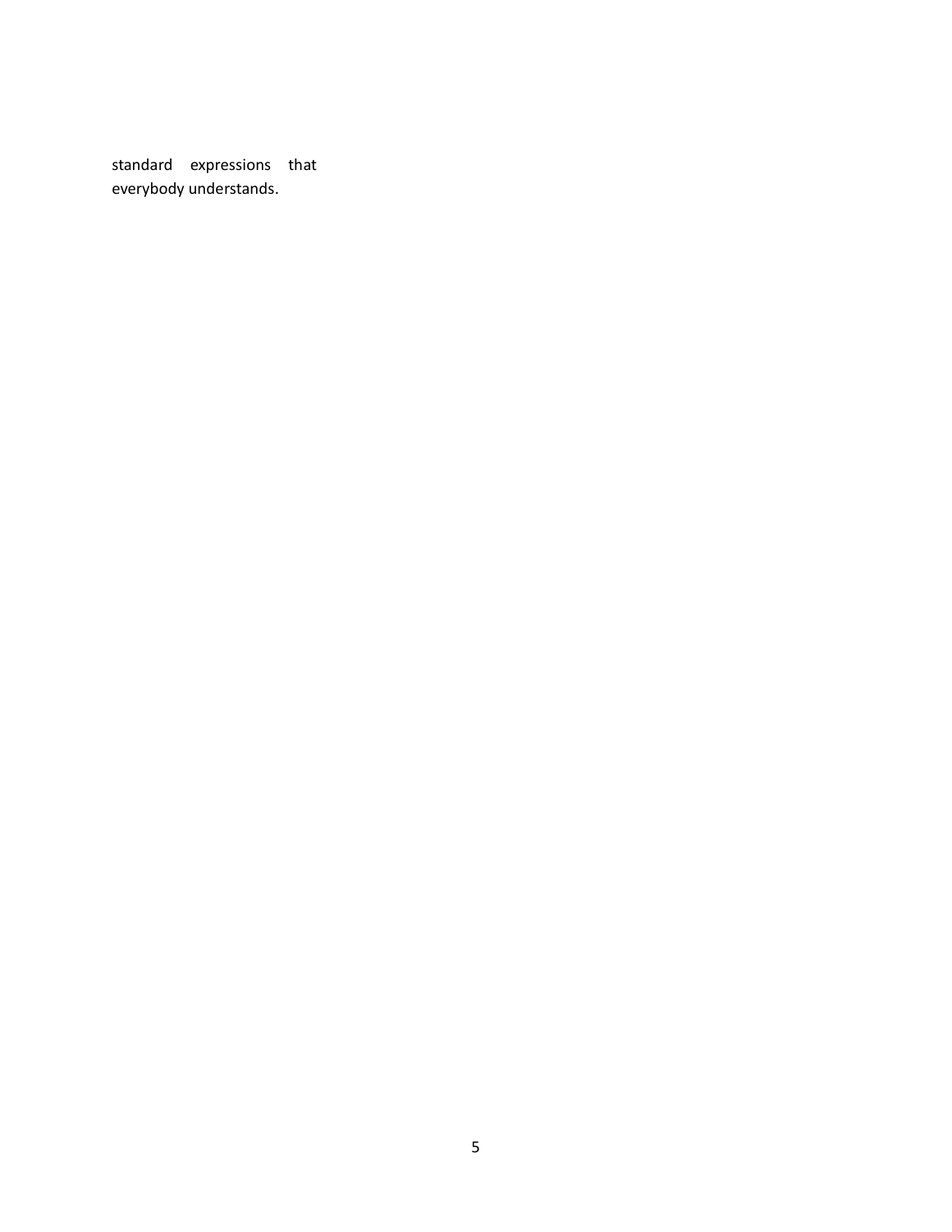standard expressions that everybody understands.